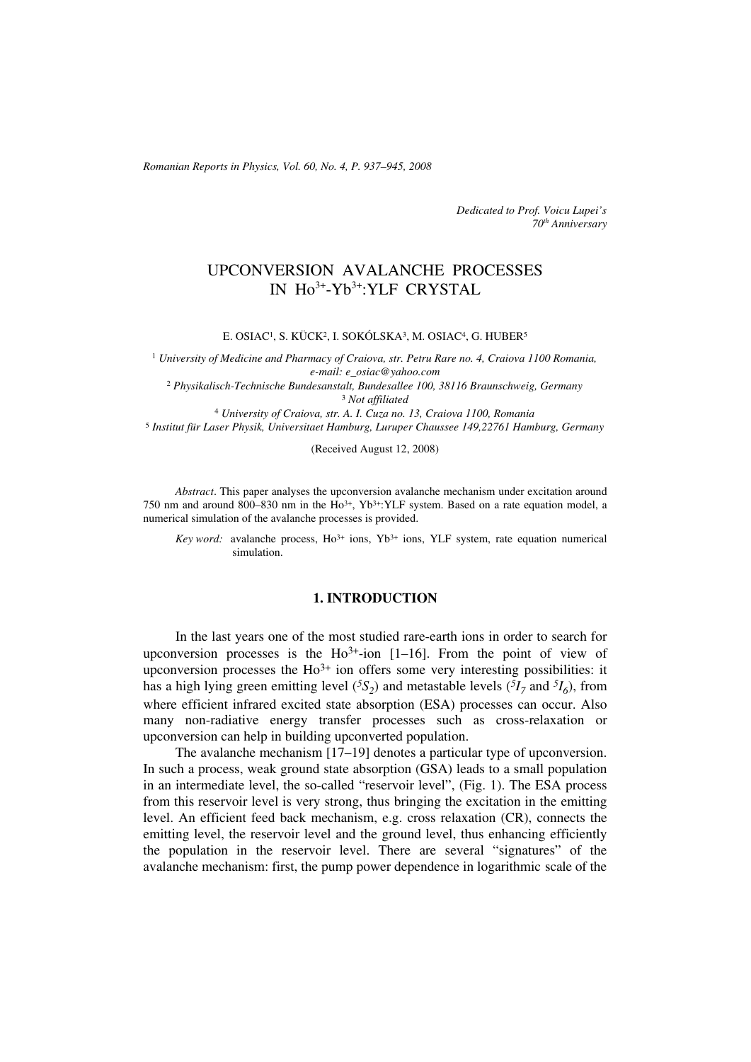*Dedicated to Prof. Voicu Lupei's 70th Anniversary*

# UPCONVERSION AVALANCHE PROCESSES IN $Ho^{3+}$-$Yb^{3+}$:YLF CRYSTAL

E. OSIAC[1], S. KÜCK[2], I. SOKÓLSKA[3], M. OSIAC[4], G. HUBER[5]

[1] *University of Medicine and Pharmacy of Craiova, str. Petru Rare no. 4, Craiova 1100 Romania, e-mail: e_osiac@yahoo.com*
[2] *Physikalisch-Technische Bundesanstalt, Bundesallee 100, 38116 Braunschweig, Germany*
[3] *Not affiliated*
[4] *University of Craiova, str. A. I. Cuza no. 13, Craiova 1100, Romania*
[5] *Institut für Laser Physik, Universitaet Hamburg, Luruper Chaussee 149,22761 Hamburg, Germany*

(Received August 12, 2008)

*Abstract*. This paper analyses the upconversion avalanche mechanism under excitation around 750 nm and around 800–830 nm in the $Ho^{3+}$, $Yb^{3+}$:YLF system. Based on a rate equation model, a numerical simulation of the avalanche processes is provided.

*Key word:* avalanche process, $Ho^{3+}$ ions, $Yb^{3+}$ ions, YLF system, rate equation numerical simulation.

## 1. INTRODUCTION

In the last years one of the most studied rare-earth ions in order to search for upconversion processes is the $Ho^{3+}$-ion [1–16]. From the point of view of upconversion processes the $Ho^{3+}$ ion offers some very interesting possibilities: it has a high lying green emitting level ($^5S_2$) and metastable levels ($^5I_7$ and $^5I_6$), from where efficient infrared excited state absorption (ESA) processes can occur. Also many non-radiative energy transfer processes such as cross-relaxation or upconversion can help in building upconverted population.

The avalanche mechanism [17–19] denotes a particular type of upconversion. In such a process, weak ground state absorption (GSA) leads to a small population in an intermediate level, the so-called "reservoir level", (Fig. 1). The ESA process from this reservoir level is very strong, thus bringing the excitation in the emitting level. An efficient feed back mechanism, e.g. cross relaxation (CR), connects the emitting level, the reservoir level and the ground level, thus enhancing efficiently the population in the reservoir level. There are several "signatures" of the avalanche mechanism: first, the pump power dependence in logarithmic scale of the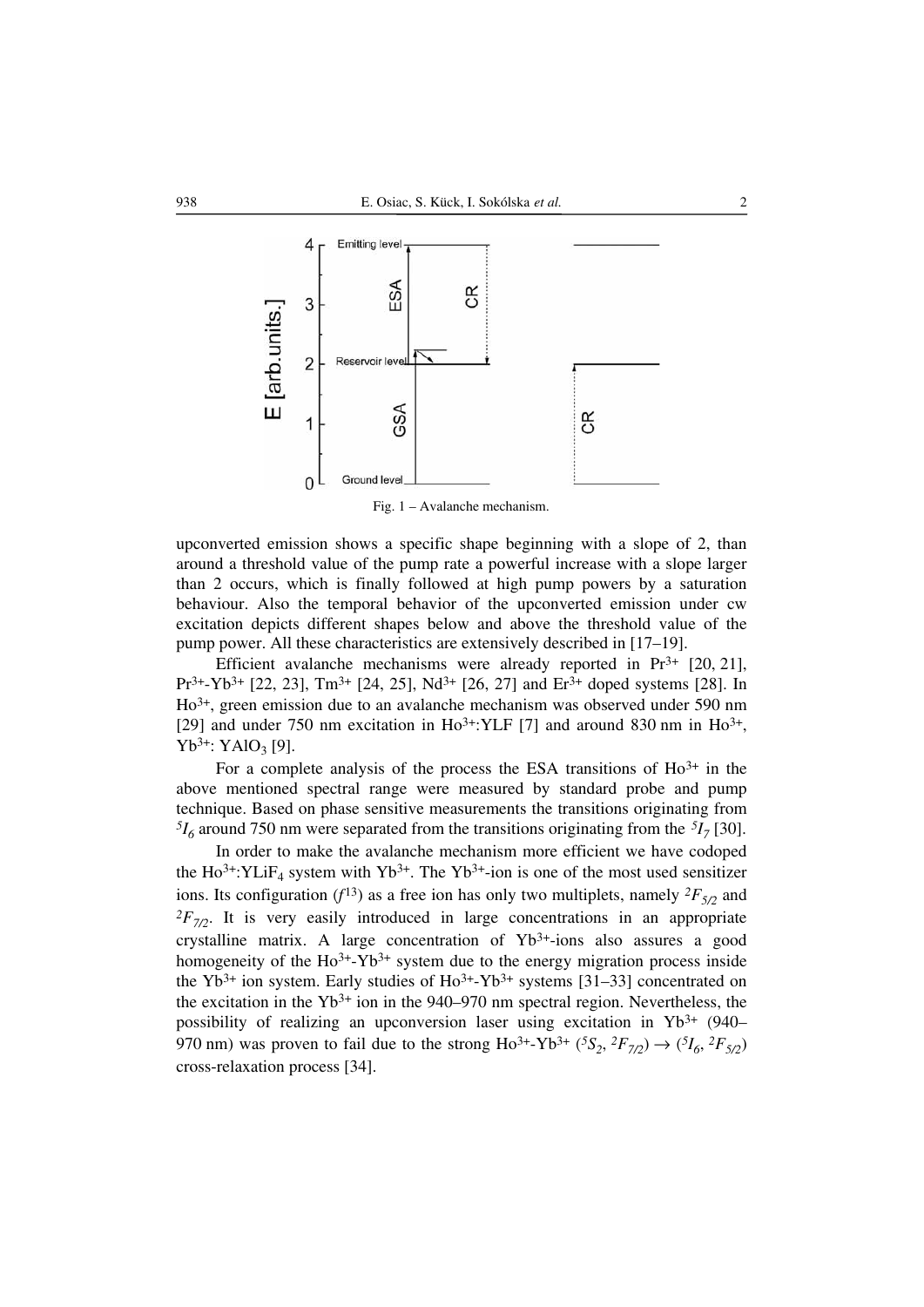Fig. 1 – Avalanche mechanism.

upconverted emission shows a specific shape beginning with a slope of 2, than around a threshold value of the pump rate a powerful increase with a slope larger than 2 occurs, which is finally followed at high pump powers by a saturation behaviour. Also the temporal behavior of the upconverted emission under cw excitation depicts different shapes below and above the threshold value of the pump power. All these characteristics are extensively described in [17–19].

Efficient avalanche mechanisms were already reported in $Pr^{3+}$ [20, 21], $Pr^{3+}$-$Yb^{3+}$ [22, 23], $Tm^{3+}$ [24, 25], $Nd^{3+}$ [26, 27] and $Er^{3+}$ doped systems [28]. In $Ho^{3+}$, green emission due to an avalanche mechanism was observed under 590 nm [29] and under 750 nm excitation in $Ho^{3+}$:YLF [7] and around 830 nm in $Ho^{3+}$, $Yb^{3+}$: $YAlO_3$ [9].

For a complete analysis of the process the ESA transitions of $Ho^{3+}$ in the above mentioned spectral range were measured by standard probe and pump technique. Based on phase sensitive measurements the transitions originating from $^5I_6$ around 750 nm were separated from the transitions originating from the $^5I_7$ [30].

In order to make the avalanche mechanism more efficient we have codoped the $Ho^{3+}$:$YLiF_4$ system with $Yb^{3+}$. The $Yb^{3+}$-ion is one of the most used sensitizer ions. Its configuration ($f^{13}$) as a free ion has only two multiplets, namely $^2F_{5/2}$ and $^2F_{7/2}$. It is very easily introduced in large concentrations in an appropriate crystalline matrix. A large concentration of $Yb^{3+}$-ions also assures a good homogeneity of the $Ho^{3+}$-$Yb^{3+}$ system due to the energy migration process inside the $Yb^{3+}$ ion system. Early studies of $Ho^{3+}$-$Yb^{3+}$ systems [31–33] concentrated on the excitation in the $Yb^{3+}$ ion in the 940–970 nm spectral region. Nevertheless, the possibility of realizing an upconversion laser using excitation in $Yb^{3+}$ (940–970 nm) was proven to fail due to the strong $Ho^{3+}$-$Yb^{3+}$ ($^5S_2$, $^2F_{7/2}$) → ($^5I_6$, $^2F_{5/2}$) cross-relaxation process [34].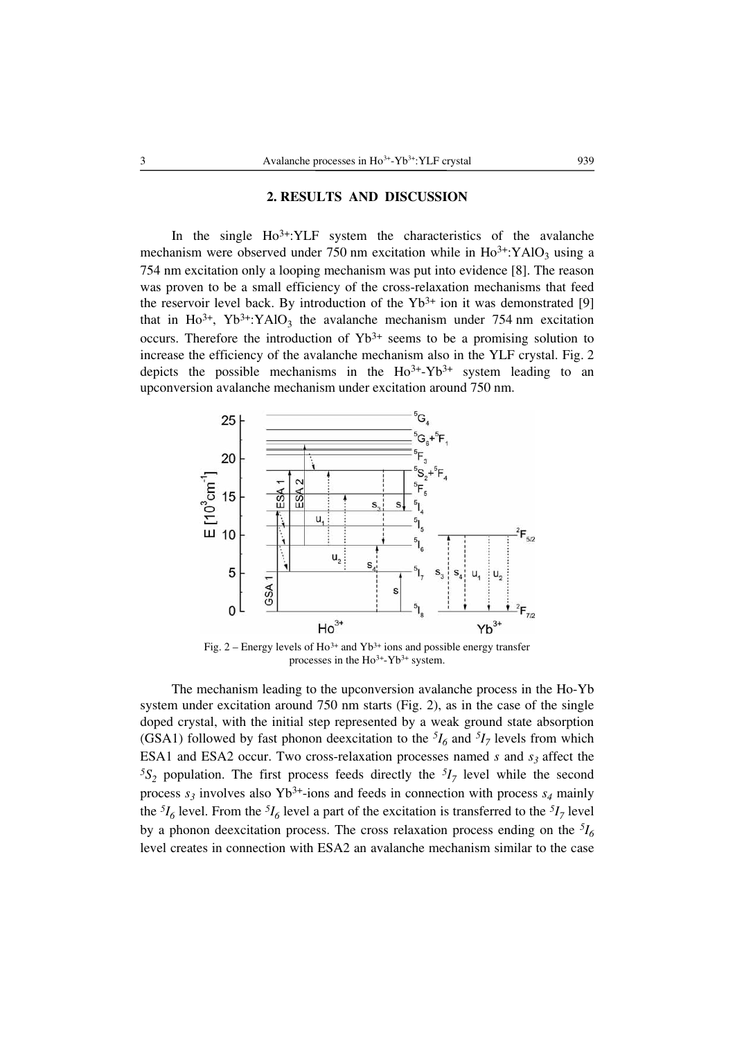## 2. RESULTS AND DISCUSSION

In the single $Ho^{3+}$:YLF system the characteristics of the avalanche mechanism were observed under 750 nm excitation while in $Ho^{3+}$:$YAlO_3$ using a 754 nm excitation only a looping mechanism was put into evidence [8]. The reason was proven to be a small efficiency of the cross-relaxation mechanisms that feed the reservoir level back. By introduction of the $Yb^{3+}$ ion it was demonstrated [9] that in $Ho^{3+}$, $Yb^{3+}$:$YAlO_3$ the avalanche mechanism under 754 nm excitation occurs. Therefore the introduction of $Yb^{3+}$ seems to be a promising solution to increase the efficiency of the avalanche mechanism also in the YLF crystal. Fig. 2 depicts the possible mechanisms in the $Ho^{3+}$-$Yb^{3+}$ system leading to an upconversion avalanche mechanism under excitation around 750 nm.

Fig. 2 – Energy levels of $Ho^{3+}$ and $Yb^{3+}$ ions and possible energy transfer processes in the $Ho^{3+}$-$Yb^{3+}$ system.

The mechanism leading to the upconversion avalanche process in the Ho-Yb system under excitation around 750 nm starts (Fig. 2), as in the case of the single doped crystal, with the initial step represented by a weak ground state absorption (GSA1) followed by fast phonon deexcitation to the $^5I_6$ and $^5I_7$ levels from which ESA1 and ESA2 occur. Two cross-relaxation processes named $s$ and $s_3$ affect the $^5S_2$ population. The first process feeds directly the $^5I_7$ level while the second process $s_3$ involves also $Yb^{3+}$-ions and feeds in connection with process $s_4$ mainly the $^5I_6$ level. From the $^5I_6$ level a part of the excitation is transferred to the $^5I_7$ level by a phonon deexcitation process. The cross relaxation process ending on the $^5I_6$ level creates in connection with ESA2 an avalanche mechanism similar to the case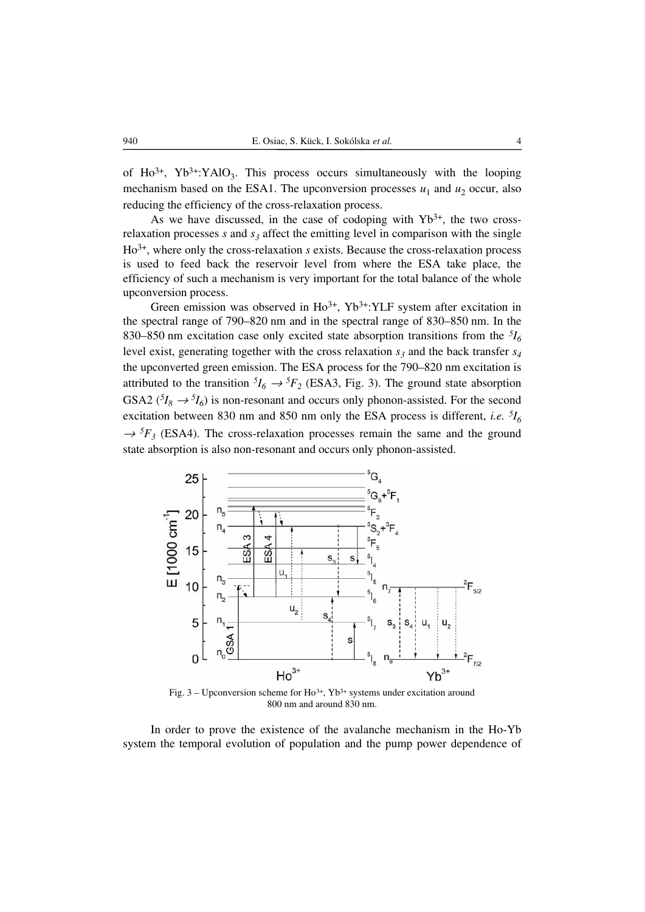of $Ho^{3+}$, $Yb^{3+}$:$YAlO_3$. This process occurs simultaneously with the looping mechanism based on the ESA1. The upconversion processes $u_1$ and $u_2$ occur, also reducing the efficiency of the cross-relaxation process.

As we have discussed, in the case of codoping with $Yb^{3+}$, the two cross-relaxation processes $s$ and $s_3$ affect the emitting level in comparison with the single $Ho^{3+}$, where only the cross-relaxation $s$ exists. Because the cross-relaxation process is used to feed back the reservoir level from where the ESA take place, the efficiency of such a mechanism is very important for the total balance of the whole upconversion process.

Green emission was observed in $Ho^{3+}$, $Yb^{3+}$:YLF system after excitation in the spectral range of 790–820 nm and in the spectral range of 830–850 nm. In the 830–850 nm excitation case only excited state absorption transitions from the $^5I_6$ level exist, generating together with the cross relaxation $s_3$ and the back transfer $s_4$ the upconverted green emission. The ESA process for the 790–820 nm excitation is attributed to the transition $^5I_6 \rightarrow {}^5F_2$ (ESA3, Fig. 3). The ground state absorption GSA2 ($^5I_8 \rightarrow {}^5I_6$) is non-resonant and occurs only phonon-assisted. For the second excitation between 830 nm and 850 nm only the ESA process is different, *i.e.* $^5I_6 \rightarrow {}^5F_3$ (ESA4). The cross-relaxation processes remain the same and the ground state absorption is also non-resonant and occurs only phonon-assisted.

Fig. 3 – Upconversion scheme for $Ho^{3+}$, $Yb^{3+}$ systems under excitation around 800 nm and around 830 nm.

In order to prove the existence of the avalanche mechanism in the Ho-Yb system the temporal evolution of population and the pump power dependence of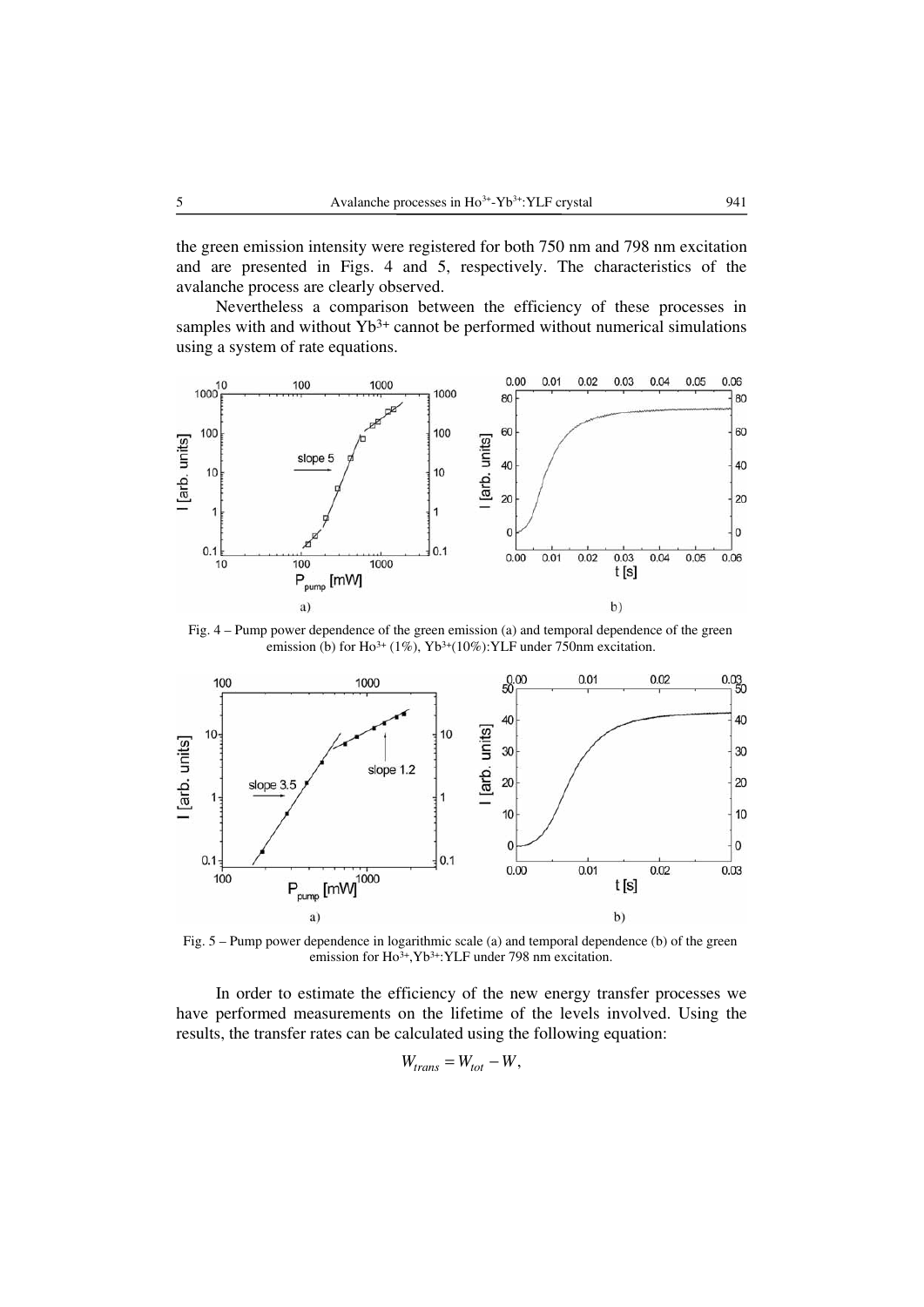the green emission intensity were registered for both 750 nm and 798 nm excitation and are presented in Figs. 4 and 5, respectively. The characteristics of the avalanche process are clearly observed.

Nevertheless a comparison between the efficiency of these processes in samples with and without $Yb^{3+}$ cannot be performed without numerical simulations using a system of rate equations.

Fig. 4 – Pump power dependence of the green emission (a) and temporal dependence of the green emission (b) for $Ho^{3+}$ (1%), $Yb^{3+}$(10%):YLF under 750nm excitation.

Fig. 5 – Pump power dependence in logarithmic scale (a) and temporal dependence (b) of the green emission for $Ho^{3+}$,$Yb^{3+}$:YLF under 798 nm excitation.

In order to estimate the efficiency of the new energy transfer processes we have performed measurements on the lifetime of the levels involved. Using the results, the transfer rates can be calculated using the following equation:

$$W_{trans} = W_{tot} - W,$$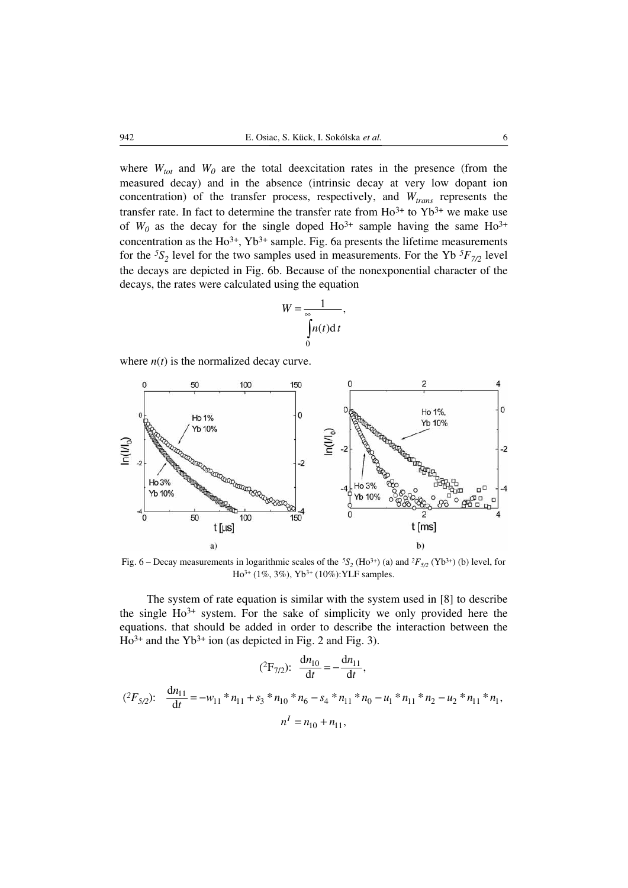where $W_{tot}$ and $W_0$ are the total deexcitation rates in the presence (from the measured decay) and in the absence (intrinsic decay at very low dopant ion concentration) of the transfer process, respectively, and $W_{trans}$ represents the transfer rate. In fact to determine the transfer rate from $Ho^{3+}$ to $Yb^{3+}$ we make use of $W_0$ as the decay for the single doped $Ho^{3+}$ sample having the same $Ho^{3+}$ concentration as the $Ho^{3+}$, $Yb^{3+}$ sample. Fig. 6a presents the lifetime measurements for the $^5S_2$ level for the two samples used in measurements. For the Yb $^5F_{7/2}$ level the decays are depicted in Fig. 6b. Because of the nonexponential character of the decays, the rates were calculated using the equation

$$W = \frac{1}{\int_0^{\infty} n(t)\,\mathrm{d}t},$$

where $n(t)$ is the normalized decay curve.

Fig. 6 – Decay measurements in logarithmic scales of the $^5S_2$ ($Ho^{3+}$) (a) and $^2F_{5/2}$ ($Yb^{3+}$) (b) level, for $Ho^{3+}$ (1%, 3%), $Yb^{3+}$ (10%):YLF samples.

The system of rate equation is similar with the system used in [8] to describe the single $Ho^{3+}$ system. For the sake of simplicity we only provided here the equations. that should be added in order to describe the interaction between the $Ho^{3+}$ and the $Yb^{3+}$ ion (as depicted in Fig. 2 and Fig. 3).

$$(^2F_{7/2}):\quad \frac{\mathrm{d}n_{10}}{\mathrm{d}t} = -\frac{\mathrm{d}n_{11}}{\mathrm{d}t},$$

$$(^2F_{5/2}):\quad \frac{\mathrm{d}n_{11}}{\mathrm{d}t} = -w_{11} * n_{11} + s_3 * n_{10} * n_6 - s_4 * n_{11} * n_0 - u_1 * n_{11} * n_2 - u_2 * n_{11} * n_1,$$

$$n^I = n_{10} + n_{11},$$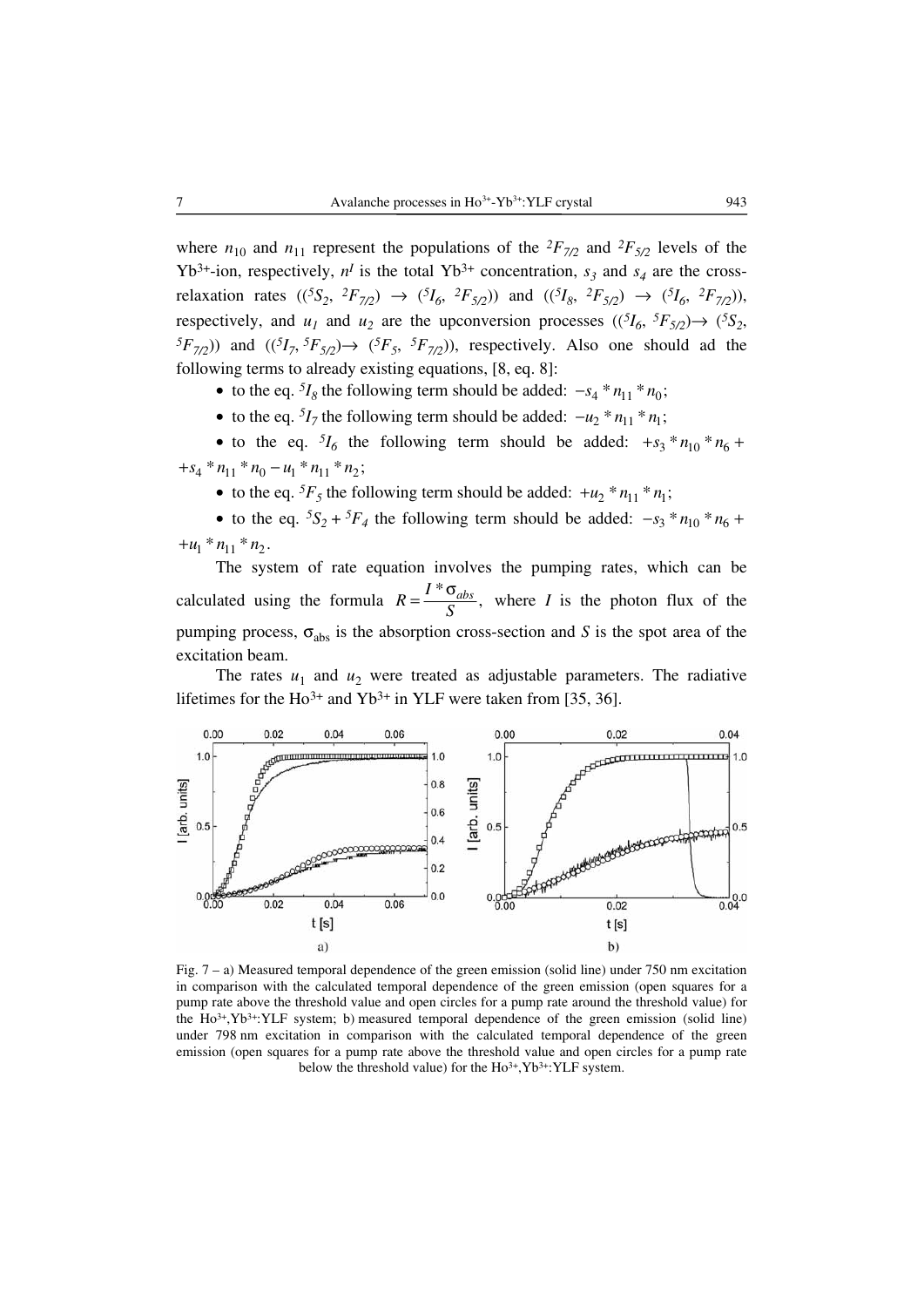where $n_{10}$ and $n_{11}$ represent the populations of the $^2F_{7/2}$ and $^2F_{5/2}$ levels of the $Yb^{3+}$-ion, respectively, $n^I$ is the total $Yb^{3+}$ concentration, $s_3$ and $s_4$ are the cross-relaxation rates (($^5S_2$, $^2F_{7/2}$) $\rightarrow$ ($^5I_6$, $^2F_{5/2}$)) and (($^5I_8$, $^2F_{5/2}$) $\rightarrow$ ($^5I_6$, $^2F_{7/2}$)), respectively, and $u_1$ and $u_2$ are the upconversion processes (($^5I_6$, $^5F_{5/2}$)$\rightarrow$ ($^5S_2$, $^5F_{7/2}$)) and (($^5I_7$, $^5F_{5/2}$)$\rightarrow$ ($^5F_5$, $^5F_{7/2}$)), respectively. Also one should ad the following terms to already existing equations, [8, eq. 8]:

- to the eq. $^5I_8$ the following term should be added: $-s_4 * n_{11} * n_0$;
- to the eq. $^5I_7$ the following term should be added: $-u_2 * n_{11} * n_1$;
- to the eq. $^5I_6$ the following term should be added: $+s_3 * n_{10} * n_6 + +s_4 * n_{11} * n_0 - u_1 * n_{11} * n_2$;
- to the eq. $^5F_5$ the following term should be added: $+u_2 * n_{11} * n_1$;
- to the eq. $^5S_2 + {}^5F_4$ the following term should be added: $-s_3 * n_{10} * n_6 + +u_1 * n_{11} * n_2$.

The system of rate equation involves the pumping rates, which can be calculated using the formula $R = \frac{I * \sigma_{abs}}{S}$, where $I$ is the photon flux of the pumping process, $\sigma_{abs}$ is the absorption cross-section and $S$ is the spot area of the excitation beam.

The rates $u_1$ and $u_2$ were treated as adjustable parameters. The radiative lifetimes for the $Ho^{3+}$ and $Yb^{3+}$ in YLF were taken from [35, 36].

Fig. 7 – a) Measured temporal dependence of the green emission (solid line) under 750 nm excitation in comparison with the calculated temporal dependence of the green emission (open squares for a pump rate above the threshold value and open circles for a pump rate around the threshold value) for the $Ho^{3+}$,$Yb^{3+}$:YLF system; b) measured temporal dependence of the green emission (solid line) under 798 nm excitation in comparison with the calculated temporal dependence of the green emission (open squares for a pump rate above the threshold value and open circles for a pump rate below the threshold value) for the $Ho^{3+}$,$Yb^{3+}$:YLF system.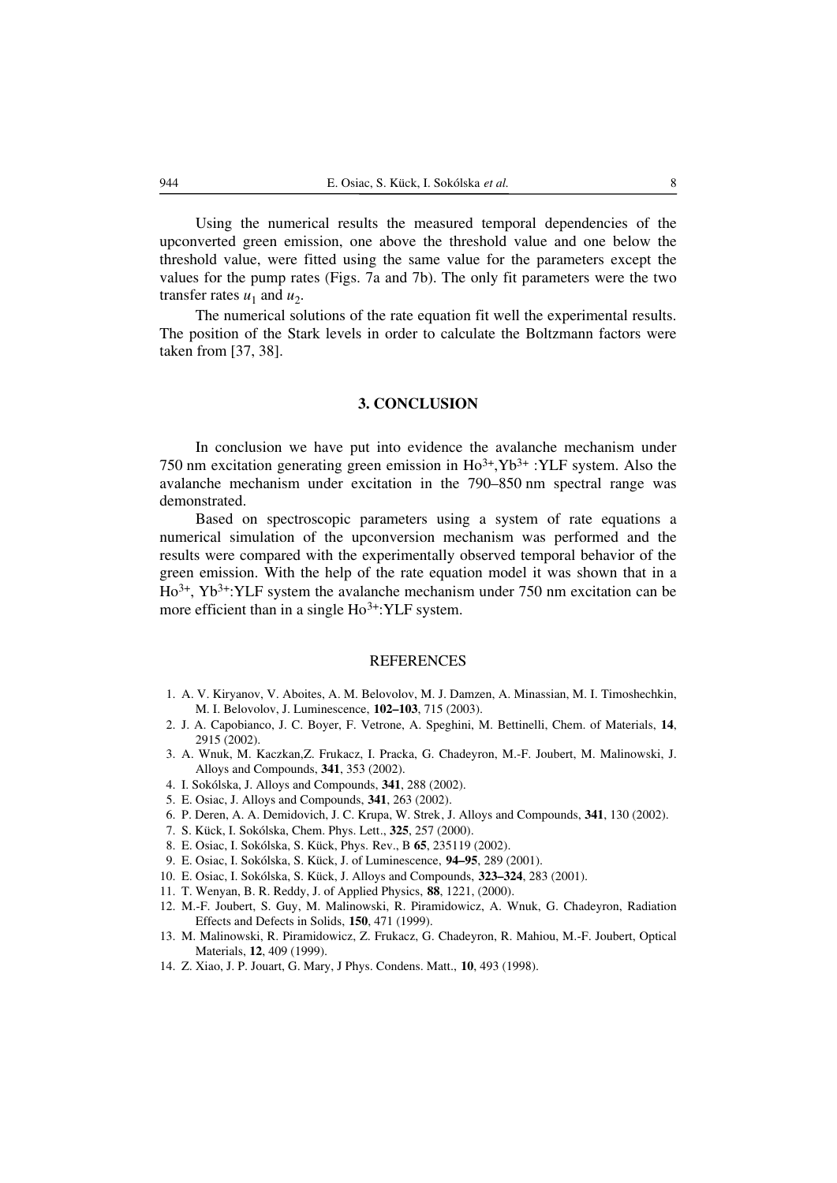Using the numerical results the measured temporal dependencies of the upconverted green emission, one above the threshold value and one below the threshold value, were fitted using the same value for the parameters except the values for the pump rates (Figs. 7a and 7b). The only fit parameters were the two transfer rates $u_1$ and $u_2$.

The numerical solutions of the rate equation fit well the experimental results. The position of the Stark levels in order to calculate the Boltzmann factors were taken from [37, 38].

## 3. CONCLUSION

In conclusion we have put into evidence the avalanche mechanism under 750 nm excitation generating green emission in $Ho^{3+}$,$Yb^{3+}$ :YLF system. Also the avalanche mechanism under excitation in the 790–850 nm spectral range was demonstrated.

Based on spectroscopic parameters using a system of rate equations a numerical simulation of the upconversion mechanism was performed and the results were compared with the experimentally observed temporal behavior of the green emission. With the help of the rate equation model it was shown that in a $Ho^{3+}$, $Yb^{3+}$:YLF system the avalanche mechanism under 750 nm excitation can be more efficient than in a single $Ho^{3+}$:YLF system.

## REFERENCES

1. A. V. Kiryanov, V. Aboites, A. M. Belovolov, M. J. Damzen, A. Minassian, M. I. Timoshechkin, M. I. Belovolov, J. Luminescence, **102–103**, 715 (2003).
2. J. A. Capobianco, J. C. Boyer, F. Vetrone, A. Speghini, M. Bettinelli, Chem. of Materials, **14**, 2915 (2002).
3. A. Wnuk, M. Kaczkan,Z. Frukacz, I. Pracka, G. Chadeyron, M.-F. Joubert, M. Malinowski, J. Alloys and Compounds, **341**, 353 (2002).
4. I. Sokólska, J. Alloys and Compounds, **341**, 288 (2002).
5. E. Osiac, J. Alloys and Compounds, **341**, 263 (2002).
6. P. Deren, A. A. Demidovich, J. C. Krupa, W. Strek, J. Alloys and Compounds, **341**, 130 (2002).
7. S. Kück, I. Sokólska, Chem. Phys. Lett., **325**, 257 (2000).
8. E. Osiac, I. Sokólska, S. Kück, Phys. Rev., B **65**, 235119 (2002).
9. E. Osiac, I. Sokólska, S. Kück, J. of Luminescence, **94–95**, 289 (2001).
10. E. Osiac, I. Sokólska, S. Kück, J. Alloys and Compounds, **323–324**, 283 (2001).
11. T. Wenyan, B. R. Reddy, J. of Applied Physics, **88**, 1221, (2000).
12. M.-F. Joubert, S. Guy, M. Malinowski, R. Piramidowicz, A. Wnuk, G. Chadeyron, Radiation Effects and Defects in Solids, **150**, 471 (1999).
13. M. Malinowski, R. Piramidowicz, Z. Frukacz, G. Chadeyron, R. Mahiou, M.-F. Joubert, Optical Materials, **12**, 409 (1999).
14. Z. Xiao, J. P. Jouart, G. Mary, J Phys. Condens. Matt., **10**, 493 (1998).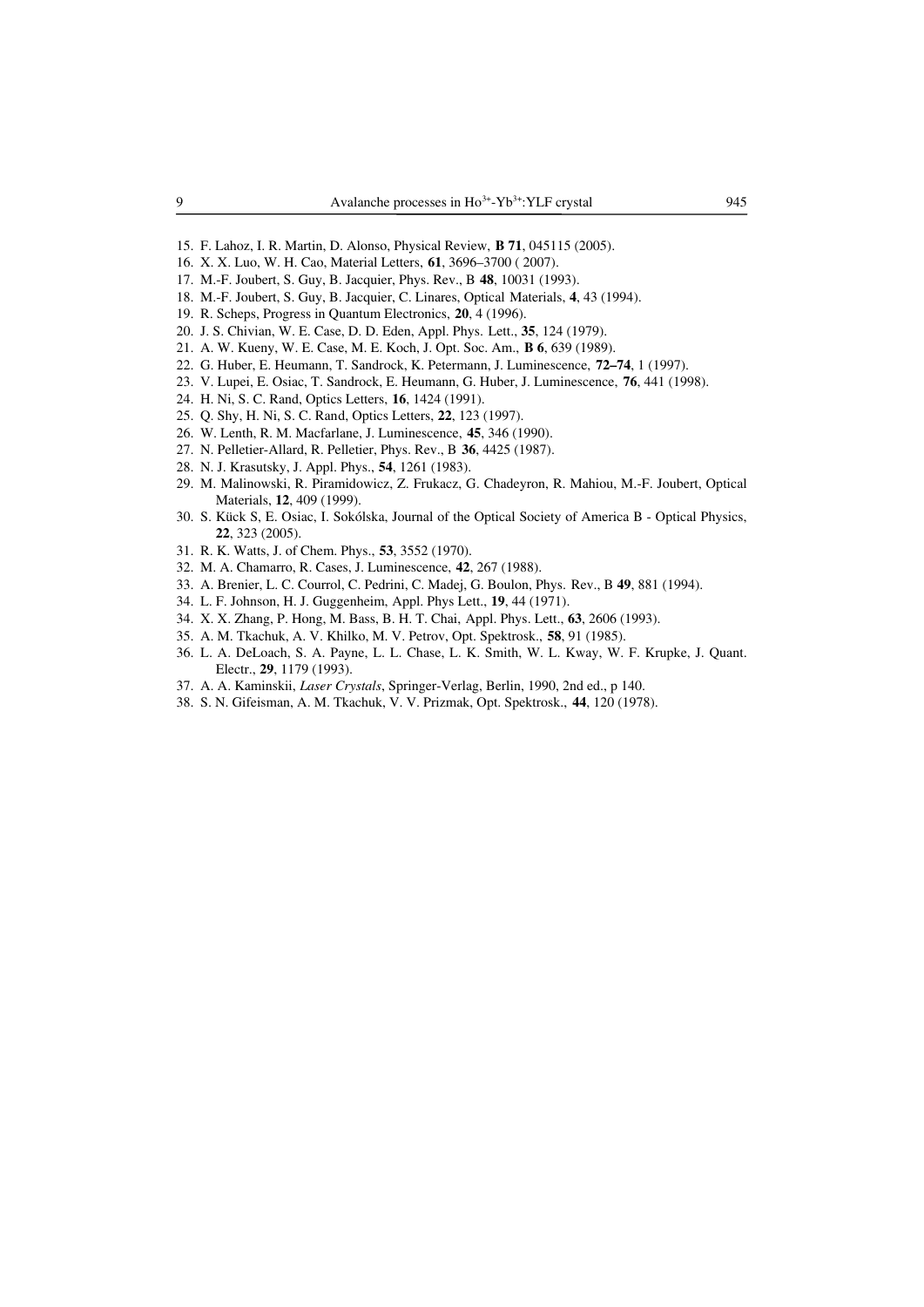15. F. Lahoz, I. R. Martin, D. Alonso, Physical Review, **B 71**, 045115 (2005).
16. X. X. Luo, W. H. Cao, Material Letters, **61**, 3696–3700 ( 2007).
17. M.-F. Joubert, S. Guy, B. Jacquier, Phys. Rev., B **48**, 10031 (1993).
18. M.-F. Joubert, S. Guy, B. Jacquier, C. Linares, Optical Materials, **4**, 43 (1994).
19. R. Scheps, Progress in Quantum Electronics, **20**, 4 (1996).
20. J. S. Chivian, W. E. Case, D. D. Eden, Appl. Phys. Lett., **35**, 124 (1979).
21. A. W. Kueny, W. E. Case, M. E. Koch, J. Opt. Soc. Am., **B 6**, 639 (1989).
22. G. Huber, E. Heumann, T. Sandrock, K. Petermann, J. Luminescence, **72–74**, 1 (1997).
23. V. Lupei, E. Osiac, T. Sandrock, E. Heumann, G. Huber, J. Luminescence, **76**, 441 (1998).
24. H. Ni, S. C. Rand, Optics Letters, **16**, 1424 (1991).
25. Q. Shy, H. Ni, S. C. Rand, Optics Letters, **22**, 123 (1997).
26. W. Lenth, R. M. Macfarlane, J. Luminescence, **45**, 346 (1990).
27. N. Pelletier-Allard, R. Pelletier, Phys. Rev., B **36**, 4425 (1987).
28. N. J. Krasutsky, J. Appl. Phys., **54**, 1261 (1983).
29. M. Malinowski, R. Piramidowicz, Z. Frukacz, G. Chadeyron, R. Mahiou, M.-F. Joubert, Optical Materials, **12**, 409 (1999).
30. S. Kück S, E. Osiac, I. Sokólska, Journal of the Optical Society of America B - Optical Physics, **22**, 323 (2005).
31. R. K. Watts, J. of Chem. Phys., **53**, 3552 (1970).
32. M. A. Chamarro, R. Cases, J. Luminescence, **42**, 267 (1988).
33. A. Brenier, L. C. Courrol, C. Pedrini, C. Madej, G. Boulon, Phys. Rev., B **49**, 881 (1994).
34. L. F. Johnson, H. J. Guggenheim, Appl. Phys Lett., **19**, 44 (1971).
34. X. X. Zhang, P. Hong, M. Bass, B. H. T. Chai, Appl. Phys. Lett., **63**, 2606 (1993).
35. A. M. Tkachuk, A. V. Khilko, M. V. Petrov, Opt. Spektrosk., **58**, 91 (1985).
36. L. A. DeLoach, S. A. Payne, L. L. Chase, L. K. Smith, W. L. Kway, W. F. Krupke, J. Quant. Electr., **29**, 1179 (1993).
37. A. A. Kaminskii, *Laser Crystals*, Springer-Verlag, Berlin, 1990, 2nd ed., p 140.
38. S. N. Gifeisman, A. M. Tkachuk, V. V. Prizmak, Opt. Spektrosk., **44**, 120 (1978).